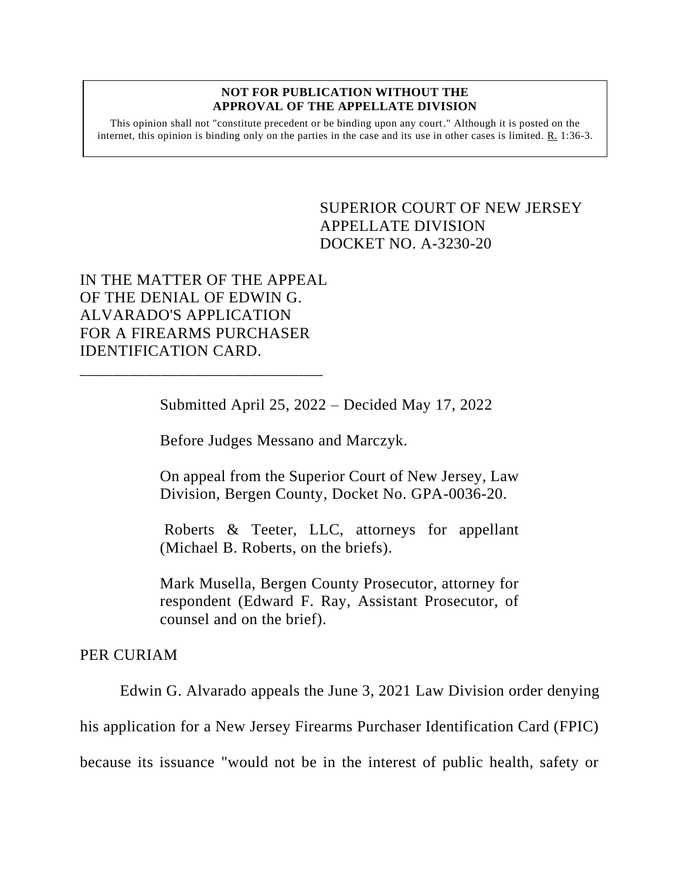**NOT FOR PUBLICATION WITHOUT THE APPROVAL OF THE APPELLATE DIVISION**

This opinion shall not "constitute precedent or be binding upon any court." Although it is posted on the internet, this opinion is binding only on the parties in the case and its use in other cases is limited. R. 1:36-3.

SUPERIOR COURT OF NEW JERSEY
APPELLATE DIVISION
DOCKET NO. A-3230-20

IN THE MATTER OF THE APPEAL OF THE DENIAL OF EDWIN G. ALVARADO'S APPLICATION FOR A FIREARMS PURCHASER IDENTIFICATION CARD.

_______________________________

Submitted April 25, 2022 – Decided May 17, 2022

Before Judges Messano and Marczyk.

On appeal from the Superior Court of New Jersey, Law Division, Bergen County, Docket No. GPA-0036-20.

Roberts & Teeter, LLC, attorneys for appellant (Michael B. Roberts, on the briefs).

Mark Musella, Bergen County Prosecutor, attorney for respondent (Edward F. Ray, Assistant Prosecutor, of counsel and on the brief).

PER CURIAM

Edwin G. Alvarado appeals the June 3, 2021 Law Division order denying his application for a New Jersey Firearms Purchaser Identification Card (FPIC) because its issuance "would not be in the interest of public health, safety or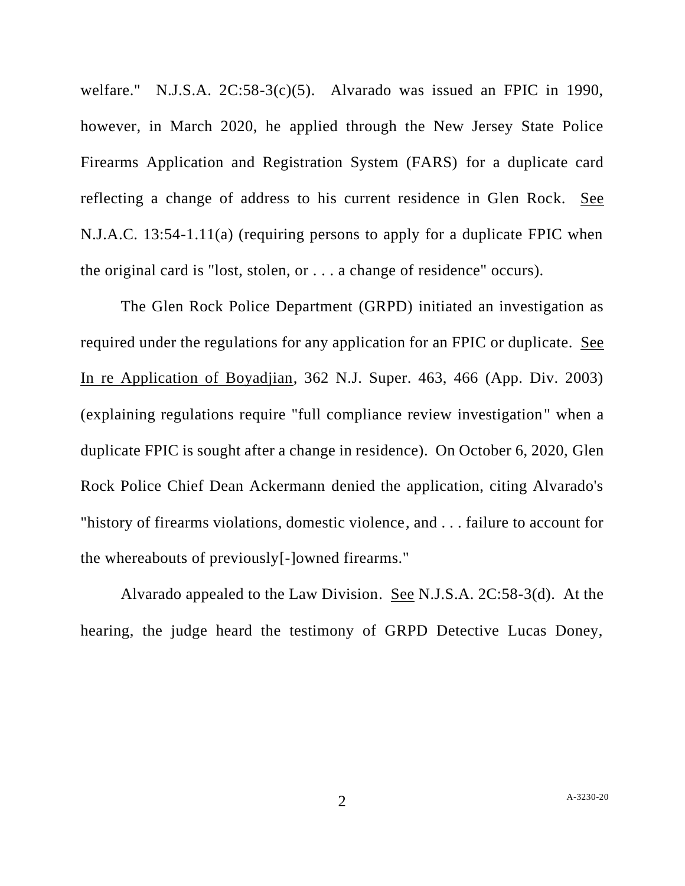welfare." N.J.S.A. 2C:58-3(c)(5). Alvarado was issued an FPIC in 1990, however, in March 2020, he applied through the New Jersey State Police Firearms Application and Registration System (FARS) for a duplicate card reflecting a change of address to his current residence in Glen Rock. See N.J.A.C. 13:54-1.11(a) (requiring persons to apply for a duplicate FPIC when the original card is "lost, stolen, or . . . a change of residence" occurs).

The Glen Rock Police Department (GRPD) initiated an investigation as required under the regulations for any application for an FPIC or duplicate. See In re Application of Boyadjian, 362 N.J. Super. 463, 466 (App. Div. 2003) (explaining regulations require "full compliance review investigation" when a duplicate FPIC is sought after a change in residence). On October 6, 2020, Glen Rock Police Chief Dean Ackermann denied the application, citing Alvarado's "history of firearms violations, domestic violence, and . . . failure to account for the whereabouts of previously[-]owned firearms."

Alvarado appealed to the Law Division. See N.J.S.A. 2C:58-3(d). At the hearing, the judge heard the testimony of GRPD Detective Lucas Doney,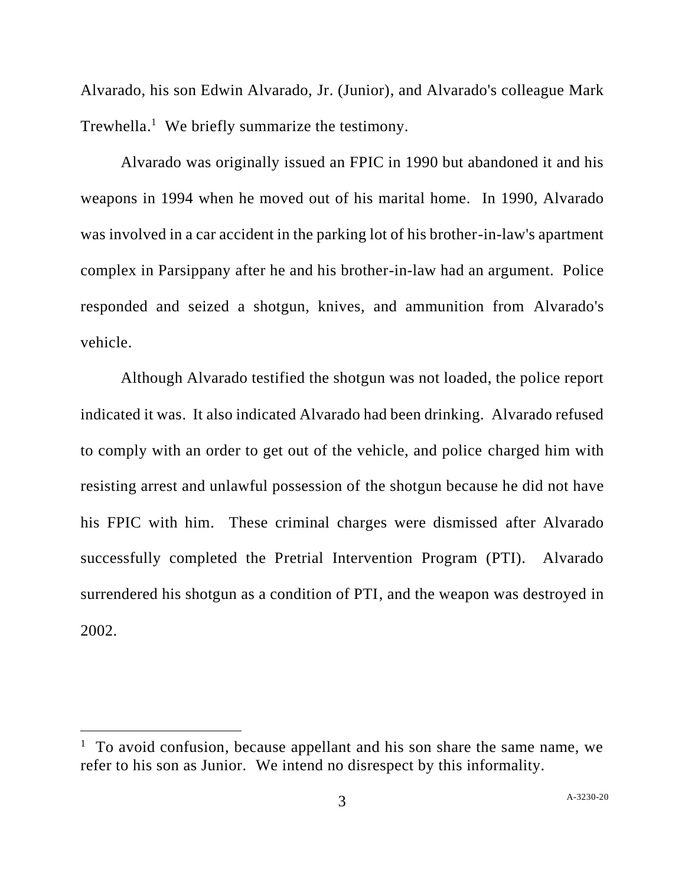Alvarado, his son Edwin Alvarado, Jr. (Junior), and Alvarado's colleague Mark Trewhella.[1] We briefly summarize the testimony.

Alvarado was originally issued an FPIC in 1990 but abandoned it and his weapons in 1994 when he moved out of his marital home. In 1990, Alvarado was involved in a car accident in the parking lot of his brother-in-law's apartment complex in Parsippany after he and his brother-in-law had an argument. Police responded and seized a shotgun, knives, and ammunition from Alvarado's vehicle.

Although Alvarado testified the shotgun was not loaded, the police report indicated it was. It also indicated Alvarado had been drinking. Alvarado refused to comply with an order to get out of the vehicle, and police charged him with resisting arrest and unlawful possession of the shotgun because he did not have his FPIC with him. These criminal charges were dismissed after Alvarado successfully completed the Pretrial Intervention Program (PTI). Alvarado surrendered his shotgun as a condition of PTI, and the weapon was destroyed in 2002.

---

[1] To avoid confusion, because appellant and his son share the same name, we refer to his son as Junior. We intend no disrespect by this informality.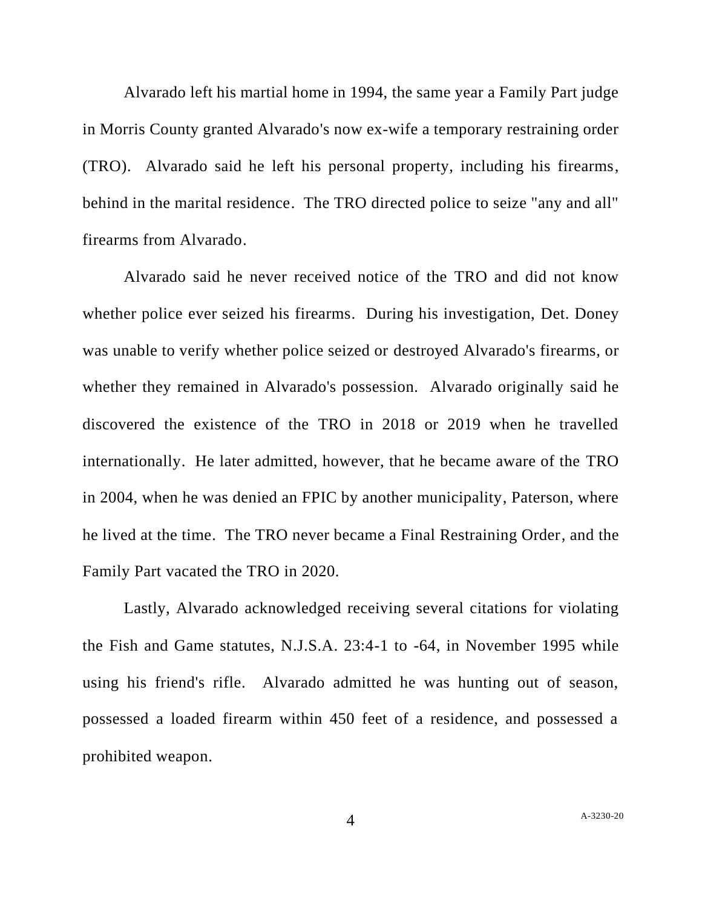Alvarado left his martial home in 1994, the same year a Family Part judge in Morris County granted Alvarado's now ex-wife a temporary restraining order (TRO). Alvarado said he left his personal property, including his firearms, behind in the marital residence. The TRO directed police to seize "any and all" firearms from Alvarado.

Alvarado said he never received notice of the TRO and did not know whether police ever seized his firearms. During his investigation, Det. Doney was unable to verify whether police seized or destroyed Alvarado's firearms, or whether they remained in Alvarado's possession. Alvarado originally said he discovered the existence of the TRO in 2018 or 2019 when he travelled internationally. He later admitted, however, that he became aware of the TRO in 2004, when he was denied an FPIC by another municipality, Paterson, where he lived at the time. The TRO never became a Final Restraining Order, and the Family Part vacated the TRO in 2020.

Lastly, Alvarado acknowledged receiving several citations for violating the Fish and Game statutes, N.J.S.A. 23:4-1 to -64, in November 1995 while using his friend's rifle. Alvarado admitted he was hunting out of season, possessed a loaded firearm within 450 feet of a residence, and possessed a prohibited weapon.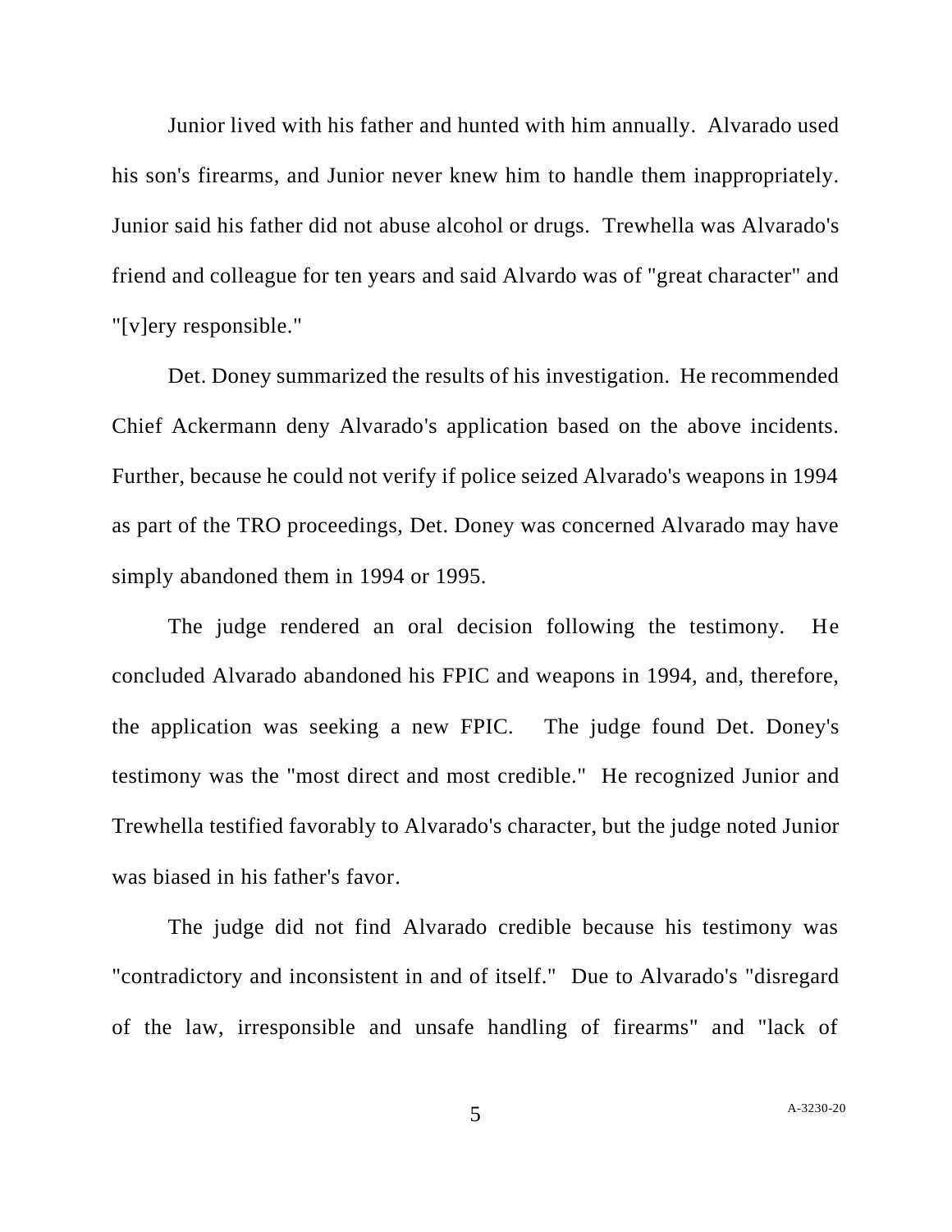Junior lived with his father and hunted with him annually. Alvarado used his son's firearms, and Junior never knew him to handle them inappropriately. Junior said his father did not abuse alcohol or drugs. Trewhella was Alvarado's friend and colleague for ten years and said Alvardo was of "great character" and "[v]ery responsible."

Det. Doney summarized the results of his investigation. He recommended Chief Ackermann deny Alvarado's application based on the above incidents. Further, because he could not verify if police seized Alvarado's weapons in 1994 as part of the TRO proceedings, Det. Doney was concerned Alvarado may have simply abandoned them in 1994 or 1995.

The judge rendered an oral decision following the testimony. He concluded Alvarado abandoned his FPIC and weapons in 1994, and, therefore, the application was seeking a new FPIC. The judge found Det. Doney's testimony was the "most direct and most credible." He recognized Junior and Trewhella testified favorably to Alvarado's character, but the judge noted Junior was biased in his father's favor.

The judge did not find Alvarado credible because his testimony was "contradictory and inconsistent in and of itself." Due to Alvarado's "disregard of the law, irresponsible and unsafe handling of firearms" and "lack of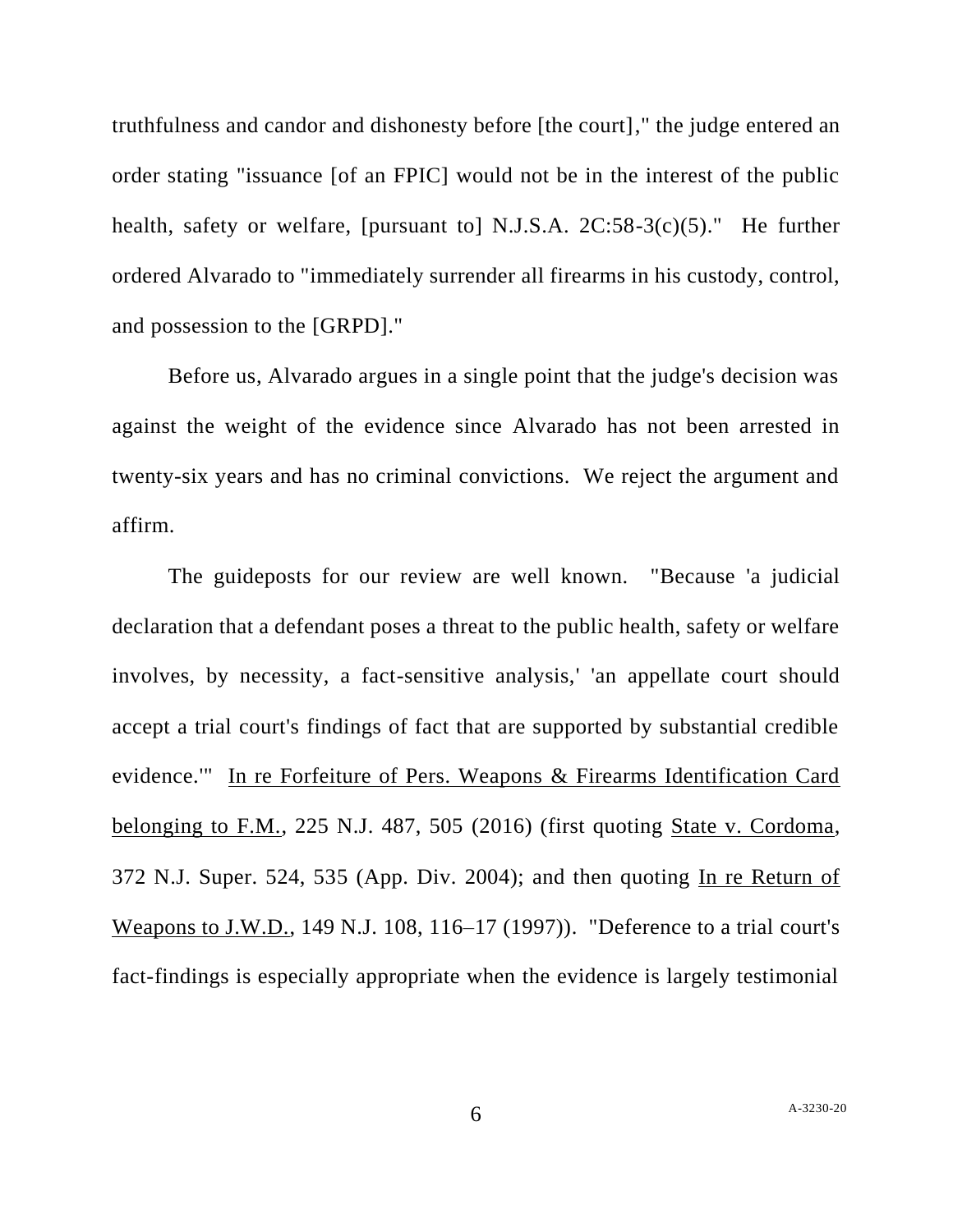truthfulness and candor and dishonesty before [the court]," the judge entered an order stating "issuance [of an FPIC] would not be in the interest of the public health, safety or welfare, [pursuant to] N.J.S.A. 2C:58-3(c)(5)." He further ordered Alvarado to "immediately surrender all firearms in his custody, control, and possession to the [GRPD]."

Before us, Alvarado argues in a single point that the judge's decision was against the weight of the evidence since Alvarado has not been arrested in twenty-six years and has no criminal convictions. We reject the argument and affirm.

The guideposts for our review are well known. "Because 'a judicial declaration that a defendant poses a threat to the public health, safety or welfare involves, by necessity, a fact-sensitive analysis,' 'an appellate court should accept a trial court's findings of fact that are supported by substantial credible evidence.'" In re Forfeiture of Pers. Weapons & Firearms Identification Card belonging to F.M., 225 N.J. 487, 505 (2016) (first quoting State v. Cordoma, 372 N.J. Super. 524, 535 (App. Div. 2004); and then quoting In re Return of Weapons to J.W.D., 149 N.J. 108, 116–17 (1997)). "Deference to a trial court's fact-findings is especially appropriate when the evidence is largely testimonial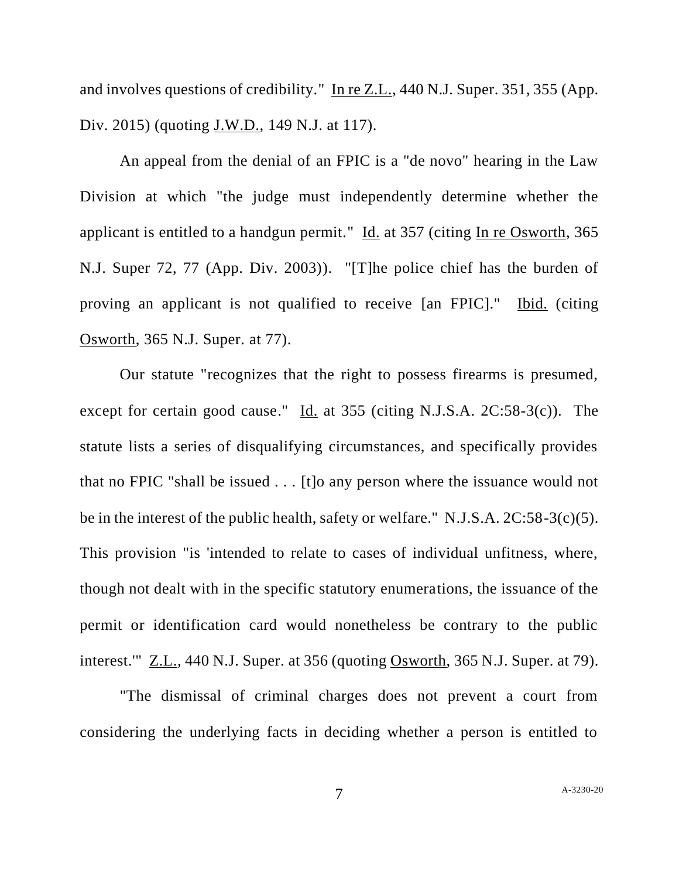and involves questions of credibility." In re Z.L., 440 N.J. Super. 351, 355 (App. Div. 2015) (quoting J.W.D., 149 N.J. at 117).

An appeal from the denial of an FPIC is a "de novo" hearing in the Law Division at which "the judge must independently determine whether the applicant is entitled to a handgun permit." Id. at 357 (citing In re Osworth, 365 N.J. Super 72, 77 (App. Div. 2003)). "[T]he police chief has the burden of proving an applicant is not qualified to receive [an FPIC]." Ibid. (citing Osworth, 365 N.J. Super. at 77).

Our statute "recognizes that the right to possess firearms is presumed, except for certain good cause." Id. at 355 (citing N.J.S.A. 2C:58-3(c)). The statute lists a series of disqualifying circumstances, and specifically provides that no FPIC "shall be issued . . . [t]o any person where the issuance would not be in the interest of the public health, safety or welfare." N.J.S.A. 2C:58-3(c)(5). This provision "is 'intended to relate to cases of individual unfitness, where, though not dealt with in the specific statutory enumerations, the issuance of the permit or identification card would nonetheless be contrary to the public interest.'" Z.L., 440 N.J. Super. at 356 (quoting Osworth, 365 N.J. Super. at 79).

"The dismissal of criminal charges does not prevent a court from considering the underlying facts in deciding whether a person is entitled to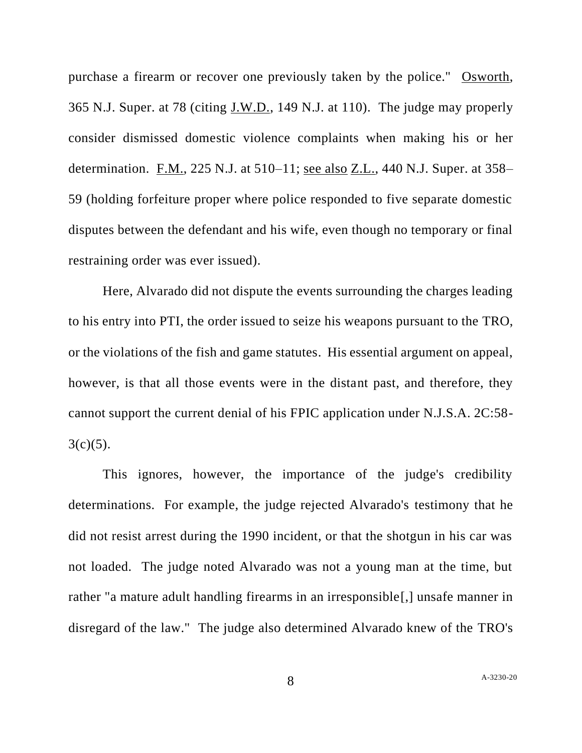purchase a firearm or recover one previously taken by the police." Osworth, 365 N.J. Super. at 78 (citing J.W.D., 149 N.J. at 110). The judge may properly consider dismissed domestic violence complaints when making his or her determination. F.M., 225 N.J. at 510–11; see also Z.L., 440 N.J. Super. at 358–59 (holding forfeiture proper where police responded to five separate domestic disputes between the defendant and his wife, even though no temporary or final restraining order was ever issued).

Here, Alvarado did not dispute the events surrounding the charges leading to his entry into PTI, the order issued to seize his weapons pursuant to the TRO, or the violations of the fish and game statutes. His essential argument on appeal, however, is that all those events were in the distant past, and therefore, they cannot support the current denial of his FPIC application under N.J.S.A. 2C:58-3(c)(5).

This ignores, however, the importance of the judge's credibility determinations. For example, the judge rejected Alvarado's testimony that he did not resist arrest during the 1990 incident, or that the shotgun in his car was not loaded. The judge noted Alvarado was not a young man at the time, but rather "a mature adult handling firearms in an irresponsible[,] unsafe manner in disregard of the law." The judge also determined Alvarado knew of the TRO's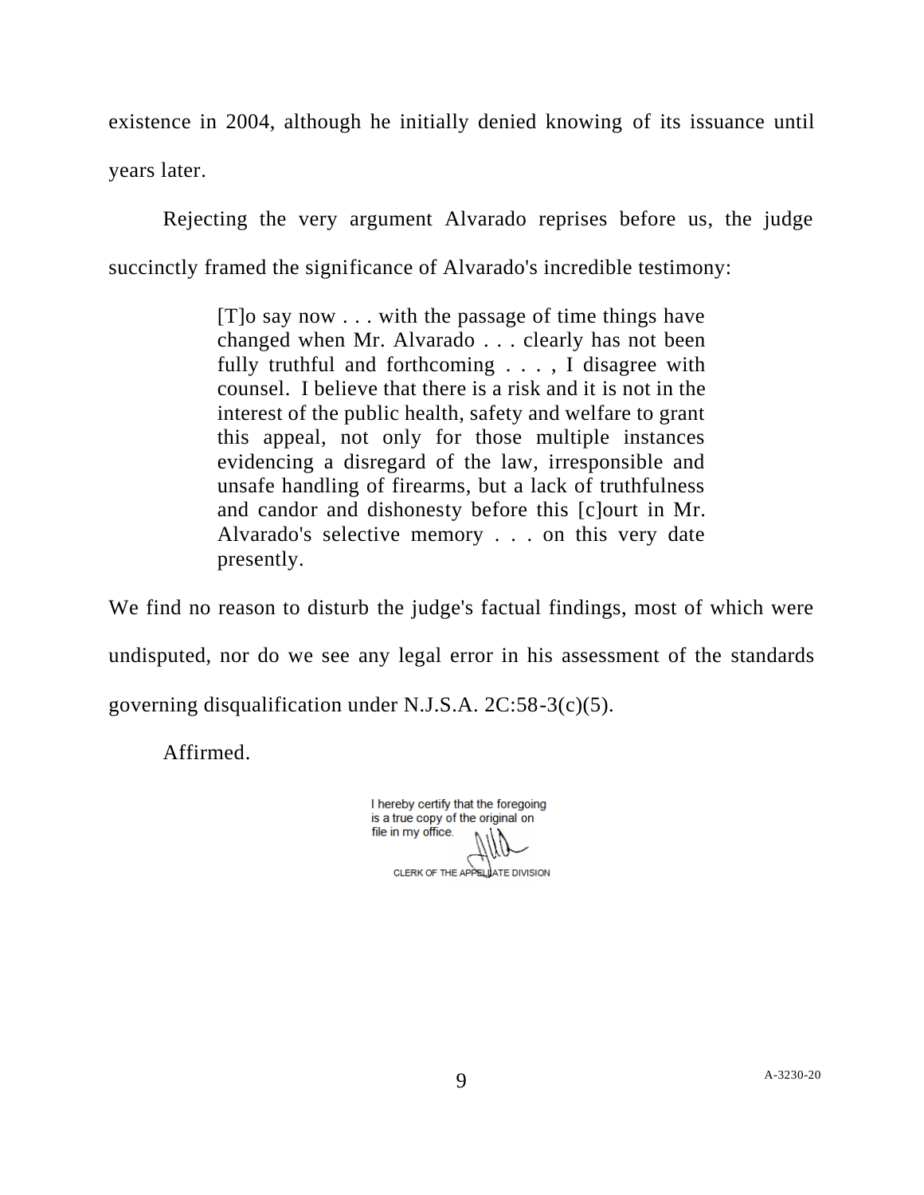existence in 2004, although he initially denied knowing of its issuance until years later.

Rejecting the very argument Alvarado reprises before us, the judge succinctly framed the significance of Alvarado's incredible testimony:

> [T]o say now . . . with the passage of time things have changed when Mr. Alvarado . . . clearly has not been fully truthful and forthcoming . . . , I disagree with counsel. I believe that there is a risk and it is not in the interest of the public health, safety and welfare to grant this appeal, not only for those multiple instances evidencing a disregard of the law, irresponsible and unsafe handling of firearms, but a lack of truthfulness and candor and dishonesty before this [c]ourt in Mr. Alvarado's selective memory . . . on this very date presently.

We find no reason to disturb the judge's factual findings, most of which were undisputed, nor do we see any legal error in his assessment of the standards governing disqualification under N.J.S.A. 2C:58-3(c)(5).

Affirmed.

I hereby certify that the foregoing is a true copy of the original on file in my office.

CLERK OF THE APPELLATE DIVISION

A-3230-20